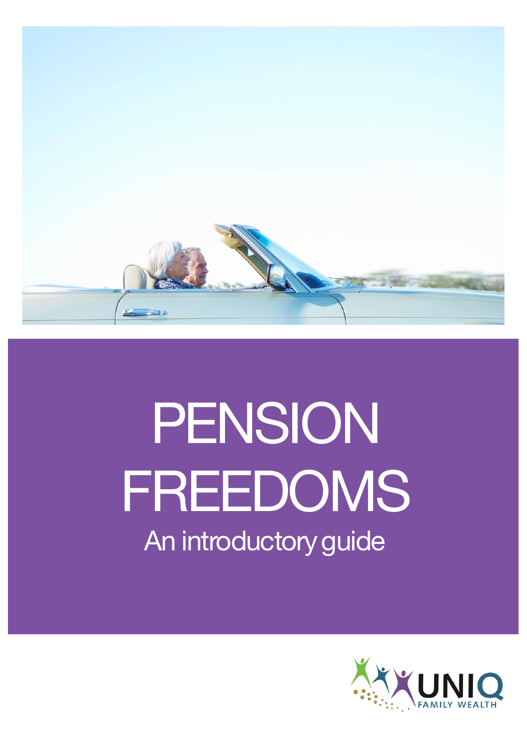# PENSION FREEDOMS

## An introductory guide

UNIQ FAMILY WEALTH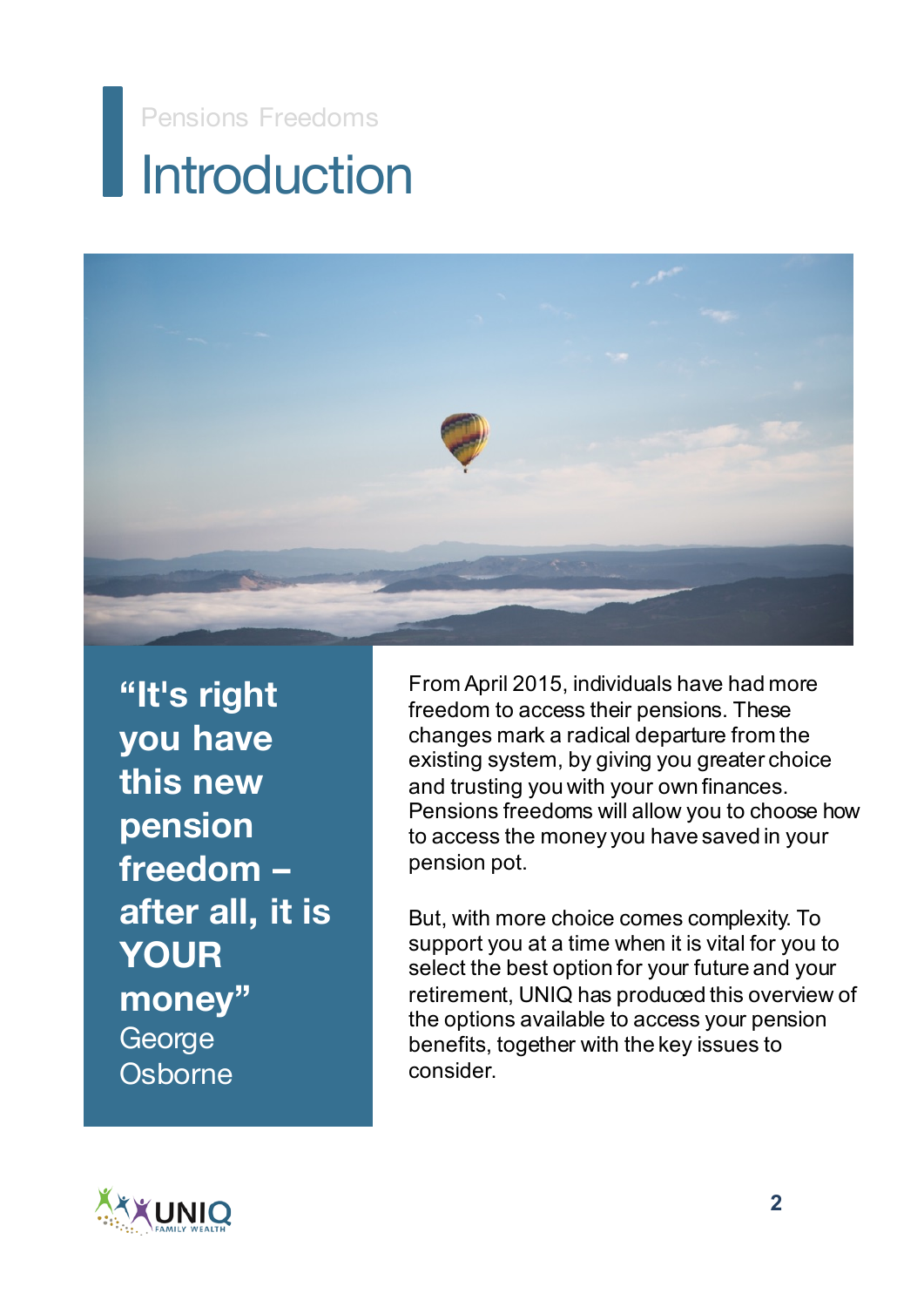Pensions Freedoms

# Introduction

> **"It's right you have this new pension freedom – after all, it is YOUR money"**
> George Osborne

From April 2015, individuals have had more freedom to access their pensions. These changes mark a radical departure from the existing system, by giving you greater choice and trusting you with your own finances. Pensions freedoms will allow you to choose how to access the money you have saved in your pension pot.

But, with more choice comes complexity. To support you at a time when it is vital for you to select the best option for your future and your retirement, UNIQ has produced this overview of the options available to access your pension benefits, together with the key issues to consider.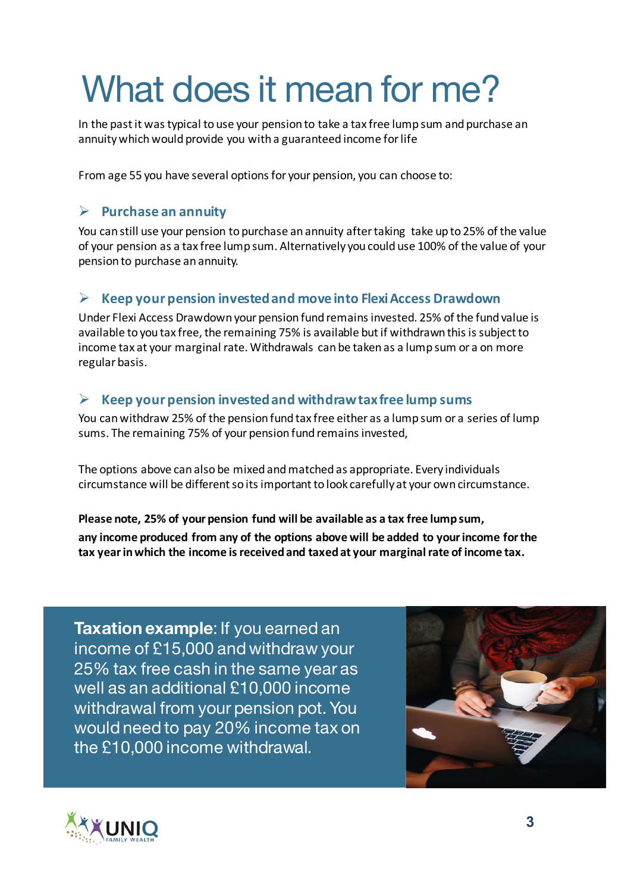# What does it mean for me?

In the past it was typical to use your pension to take a tax free lump sum and purchase an annuity which would provide you with a guaranteed income for life

From age 55 you have several options for your pension, you can choose to:

### Purchase an annuity

You can still use your pension to purchase an annuity after taking take up to 25% of the value of your pension as a tax free lump sum. Alternatively you could use 100% of the value of your pension to purchase an annuity.

### Keep your pension invested and move into Flexi Access Drawdown

Under Flexi Access Drawdown your pension fund remains invested. 25% of the fund value is available to you tax free, the remaining 75% is available but if withdrawn this is subject to income tax at your marginal rate. Withdrawals can be taken as a lump sum or a on more regular basis.

### Keep your pension invested and withdraw tax free lump sums

You can withdraw 25% of the pension fund tax free either as a lump sum or a series of lump sums. The remaining 75% of your pension fund remains invested,

The options above can also be mixed and matched as appropriate. Every individuals circumstance will be different so its important to look carefully at your own circumstance.

**Please note, 25% of your pension fund will be available as a tax free lump sum, any income produced from any of the options above will be added to your income for the tax year in which the income is received and taxed at your marginal rate of income tax.**

**Taxation example**: If you earned an income of £15,000 and withdraw your 25% tax free cash in the same year as well as an additional £10,000 income withdrawal from your pension pot. You would need to pay 20% income tax on the £10,000 income withdrawal.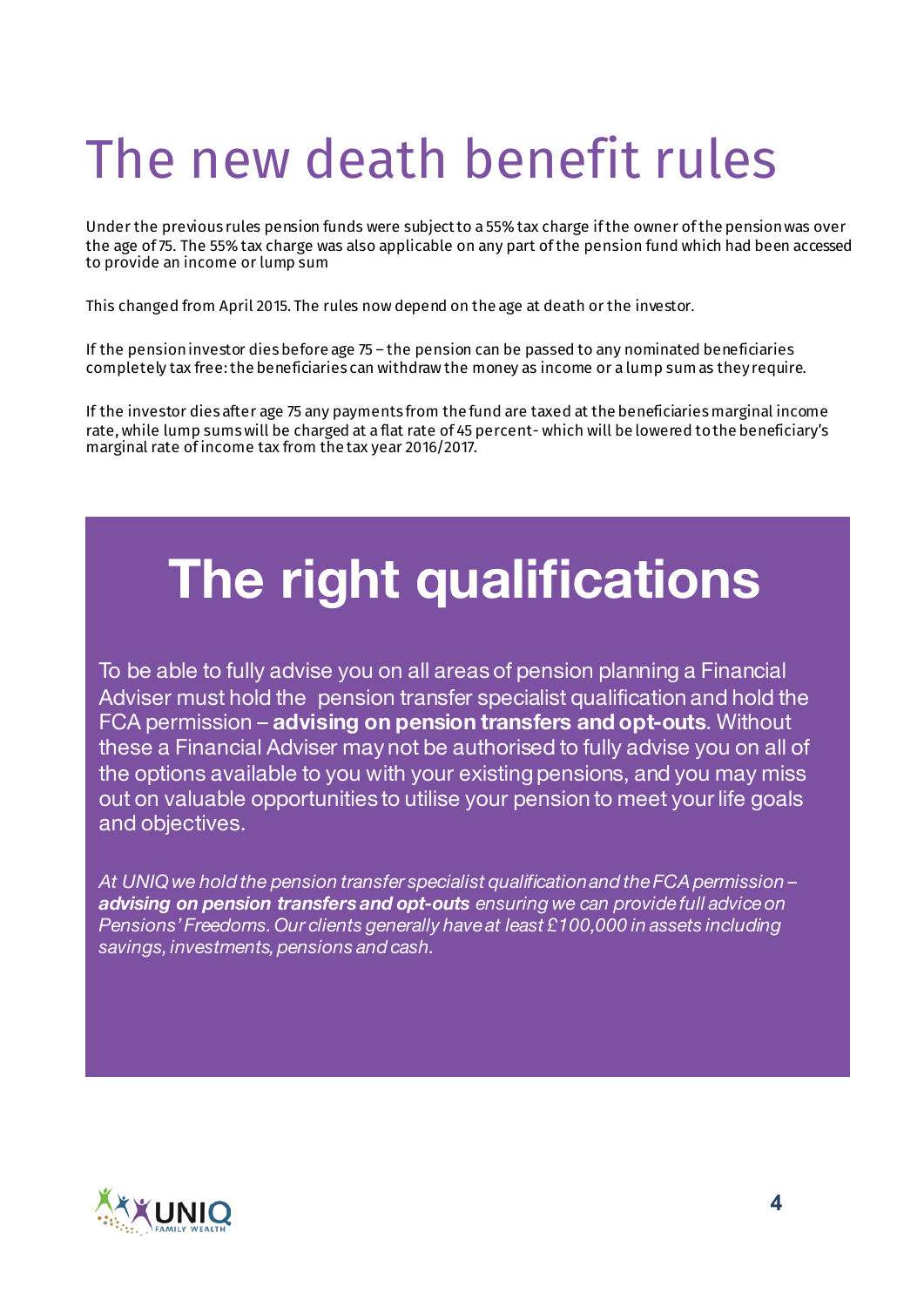# The new death benefit rules

Under the previous rules pension funds were subject to a 55% tax charge if the owner of the pension was over the age of 75. The 55% tax charge was also applicable on any part of the pension fund which had been accessed to provide an income or lump sum

This changed from April 2015. The rules now depend on the age at death or the investor.

If the pension investor dies before age 75 – the pension can be passed to any nominated beneficiaries completely tax free: the beneficiaries can withdraw the money as income or a lump sum as they require.

If the investor dies after age 75 any payments from the fund are taxed at the beneficiaries marginal income rate, while lump sums will be charged at a flat rate of 45 percent- which will be lowered to the beneficiary's marginal rate of income tax from the tax year 2016/2017.

# The right qualifications

To be able to fully advise you on all areas of pension planning a Financial Adviser must hold the pension transfer specialist qualification and hold the FCA permission – **advising on pension transfers and opt-outs**. Without these a Financial Adviser may not be authorised to fully advise you on all of the options available to you with your existing pensions, and you may miss out on valuable opportunities to utilise your pension to meet your life goals and objectives.

*At UNIQ we hold the pension transfer specialist qualification and the FCA permission – **advising on pension transfers and opt-outs** ensuring we can provide full advice on Pensions' Freedoms. Our clients generally have at least £100,000 in assets including savings, investments, pensions and cash.*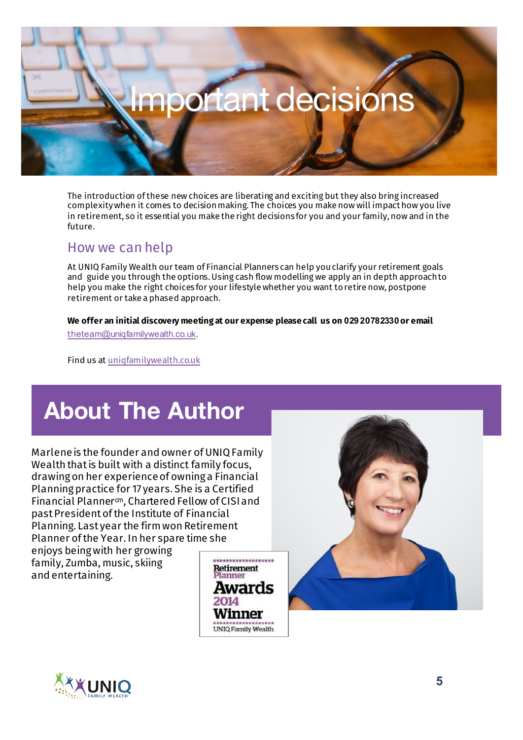# Important decisions

The introduction of these new choices are liberating and exciting but they also bring increased complexity when it comes to decision making. The choices you make now will impact how you live in retirement, so it essential you make the right decisions for you and your family, now and in the future.

## How we can help

At UNIQ Family Wealth our team of Financial Planners can help you clarify your retirement goals and guide you through the options. Using cash flow modelling we apply an in depth approach to help you make the right choices for your lifestyle whether you want to retire now, postpone retirement or take a phased approach.

**We offer an initial discovery meeting at our expense please call us on 029 20782330 or email** theteam@uniqfamilywealth.co.uk.

Find us at uniqfamilywealth.co.uk

# About The Author

Marlene is the founder and owner of UNIQ Family Wealth that is built with a distinct family focus, drawing on her experience of owning a Financial Planning practice for 17 years. She is a Certified Financial Planner[cm], Chartered Fellow of CISI and past President of the Institute of Financial Planning. Last year the firm won Retirement Planner of the Year. In her spare time she enjoys being with her growing family, Zumba, music, skiing and entertaining.

Retirement Planner Awards 2014 Winner
UNIQ Family Wealth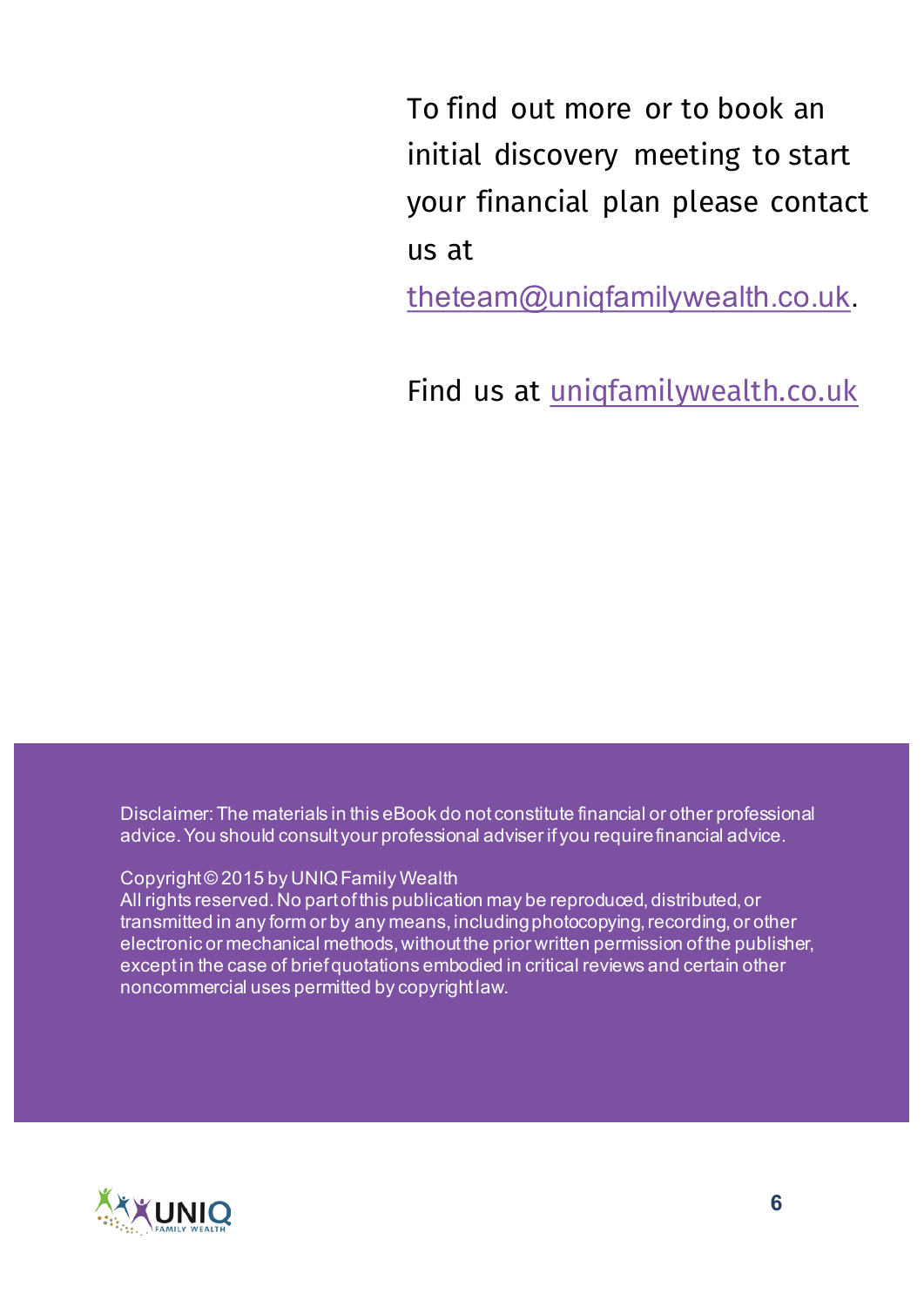To find out more or to book an initial discovery meeting to start your financial plan please contact us at theteam@uniqfamilywealth.co.uk.

Find us at uniqfamilywealth.co.uk

Disclaimer: The materials in this eBook do not constitute financial or other professional advice. You should consult your professional adviser if you require financial advice.

Copyright © 2015 by UNIQ Family Wealth
All rights reserved. No part of this publication may be reproduced, distributed, or transmitted in any form or by any means, including photocopying, recording, or other electronic or mechanical methods, without the prior written permission of the publisher, except in the case of brief quotations embodied in critical reviews and certain other noncommercial uses permitted by copyright law.